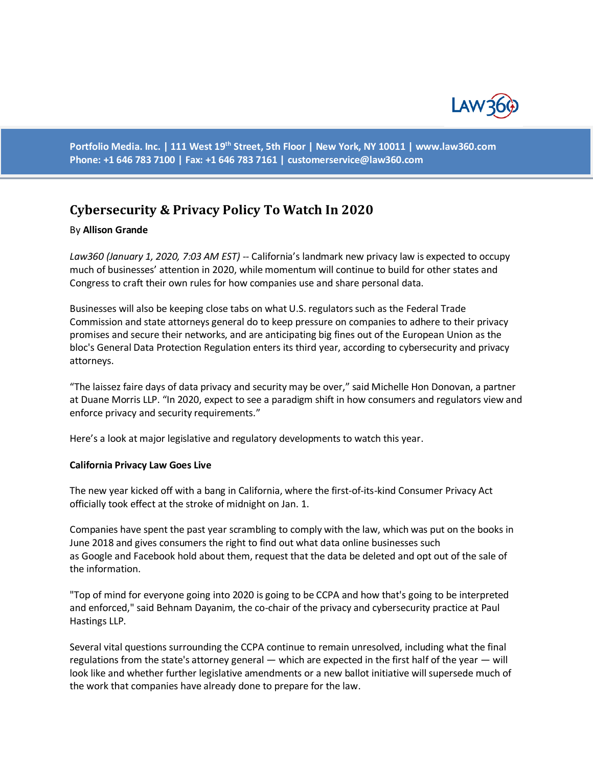Portfolio Media. Inc. | 111 West 19th Street, 5th Floor | New York, NY 10011 | www.law360.com
Phone: +1 646 783 7100 | Fax: +1 646 783 7161 | customerservice@law360.com

# Cybersecurity & Privacy Policy To Watch In 2020

By **Allison Grande**

*Law360 (January 1, 2020, 7:03 AM EST)* -- California's landmark new privacy law is expected to occupy much of businesses' attention in 2020, while momentum will continue to build for other states and Congress to craft their own rules for how companies use and share personal data.

Businesses will also be keeping close tabs on what U.S. regulators such as the Federal Trade Commission and state attorneys general do to keep pressure on companies to adhere to their privacy promises and secure their networks, and are anticipating big fines out of the European Union as the bloc's General Data Protection Regulation enters its third year, according to cybersecurity and privacy attorneys.

"The laissez faire days of data privacy and security may be over," said Michelle Hon Donovan, a partner at Duane Morris LLP. "In 2020, expect to see a paradigm shift in how consumers and regulators view and enforce privacy and security requirements."

Here's a look at major legislative and regulatory developments to watch this year.

**California Privacy Law Goes Live**

The new year kicked off with a bang in California, where the first-of-its-kind Consumer Privacy Act officially took effect at the stroke of midnight on Jan. 1.

Companies have spent the past year scrambling to comply with the law, which was put on the books in June 2018 and gives consumers the right to find out what data online businesses such as Google and Facebook hold about them, request that the data be deleted and opt out of the sale of the information.

"Top of mind for everyone going into 2020 is going to be CCPA and how that's going to be interpreted and enforced," said Behnam Dayanim, the co-chair of the privacy and cybersecurity practice at Paul Hastings LLP.

Several vital questions surrounding the CCPA continue to remain unresolved, including what the final regulations from the state's attorney general — which are expected in the first half of the year — will look like and whether further legislative amendments or a new ballot initiative will supersede much of the work that companies have already done to prepare for the law.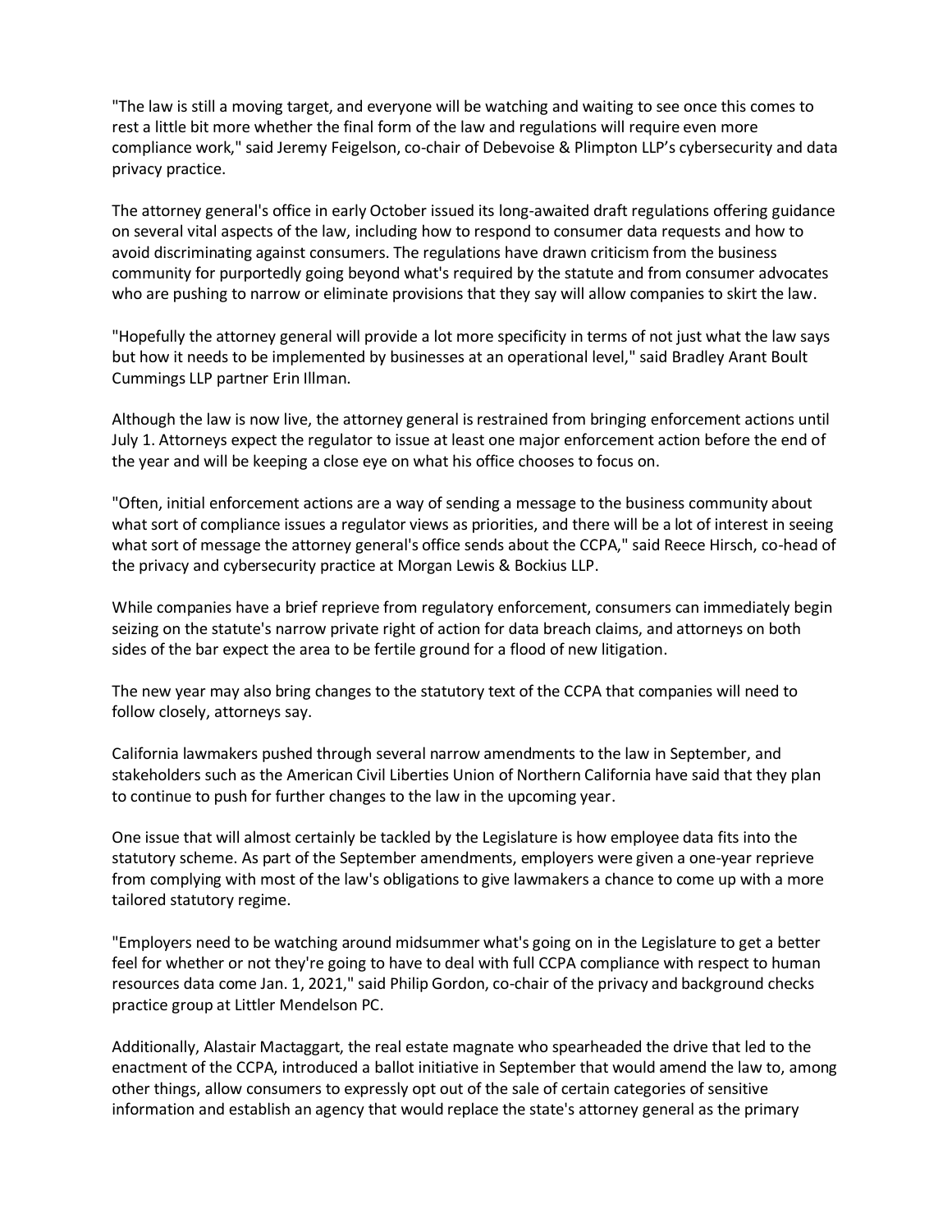"The law is still a moving target, and everyone will be watching and waiting to see once this comes to rest a little bit more whether the final form of the law and regulations will require even more compliance work," said Jeremy Feigelson, co-chair of Debevoise & Plimpton LLP's cybersecurity and data privacy practice.

The attorney general's office in early October issued its long-awaited draft regulations offering guidance on several vital aspects of the law, including how to respond to consumer data requests and how to avoid discriminating against consumers. The regulations have drawn criticism from the business community for purportedly going beyond what's required by the statute and from consumer advocates who are pushing to narrow or eliminate provisions that they say will allow companies to skirt the law.

"Hopefully the attorney general will provide a lot more specificity in terms of not just what the law says but how it needs to be implemented by businesses at an operational level," said Bradley Arant Boult Cummings LLP partner Erin Illman.

Although the law is now live, the attorney general is restrained from bringing enforcement actions until July 1. Attorneys expect the regulator to issue at least one major enforcement action before the end of the year and will be keeping a close eye on what his office chooses to focus on.

"Often, initial enforcement actions are a way of sending a message to the business community about what sort of compliance issues a regulator views as priorities, and there will be a lot of interest in seeing what sort of message the attorney general's office sends about the CCPA," said Reece Hirsch, co-head of the privacy and cybersecurity practice at Morgan Lewis & Bockius LLP.

While companies have a brief reprieve from regulatory enforcement, consumers can immediately begin seizing on the statute's narrow private right of action for data breach claims, and attorneys on both sides of the bar expect the area to be fertile ground for a flood of new litigation.

The new year may also bring changes to the statutory text of the CCPA that companies will need to follow closely, attorneys say.

California lawmakers pushed through several narrow amendments to the law in September, and stakeholders such as the American Civil Liberties Union of Northern California have said that they plan to continue to push for further changes to the law in the upcoming year.

One issue that will almost certainly be tackled by the Legislature is how employee data fits into the statutory scheme. As part of the September amendments, employers were given a one-year reprieve from complying with most of the law's obligations to give lawmakers a chance to come up with a more tailored statutory regime.

"Employers need to be watching around midsummer what's going on in the Legislature to get a better feel for whether or not they're going to have to deal with full CCPA compliance with respect to human resources data come Jan. 1, 2021," said Philip Gordon, co-chair of the privacy and background checks practice group at Littler Mendelson PC.

Additionally, Alastair Mactaggart, the real estate magnate who spearheaded the drive that led to the enactment of the CCPA, introduced a ballot initiative in September that would amend the law to, among other things, allow consumers to expressly opt out of the sale of certain categories of sensitive information and establish an agency that would replace the state's attorney general as the primary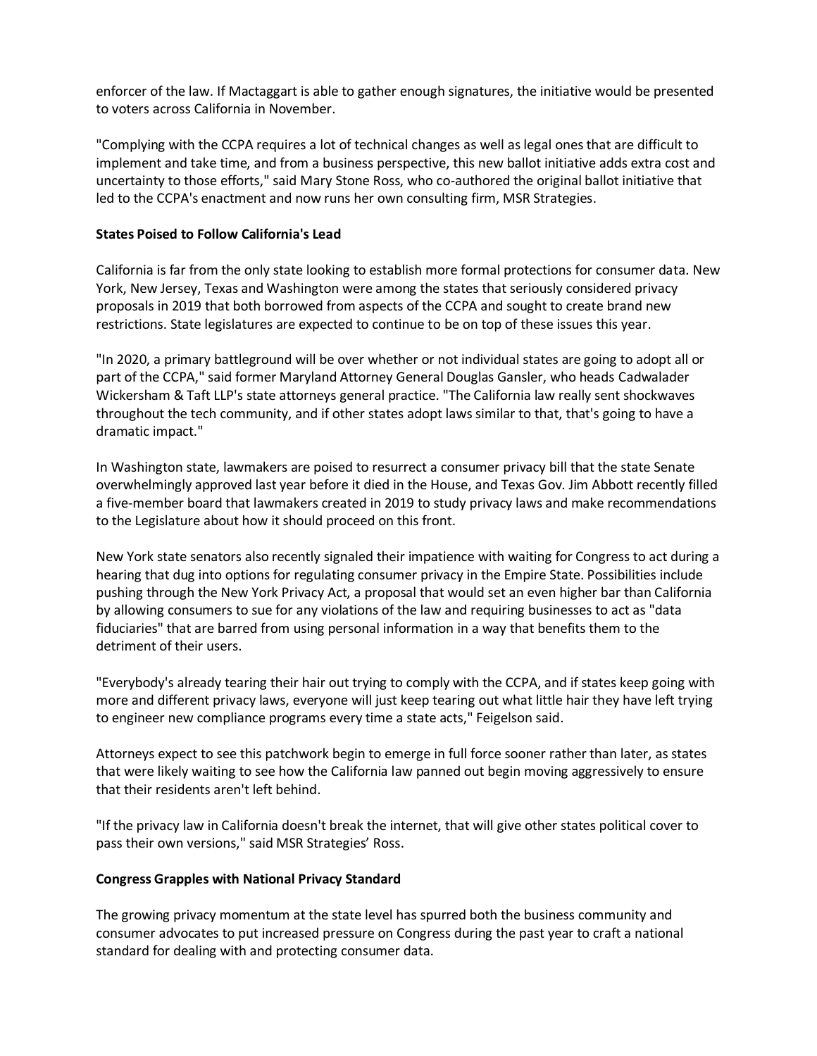enforcer of the law. If Mactaggart is able to gather enough signatures, the initiative would be presented to voters across California in November.

"Complying with the CCPA requires a lot of technical changes as well as legal ones that are difficult to implement and take time, and from a business perspective, this new ballot initiative adds extra cost and uncertainty to those efforts," said Mary Stone Ross, who co-authored the original ballot initiative that led to the CCPA's enactment and now runs her own consulting firm, MSR Strategies.

**States Poised to Follow California's Lead**

California is far from the only state looking to establish more formal protections for consumer data. New York, New Jersey, Texas and Washington were among the states that seriously considered privacy proposals in 2019 that both borrowed from aspects of the CCPA and sought to create brand new restrictions. State legislatures are expected to continue to be on top of these issues this year.

"In 2020, a primary battleground will be over whether or not individual states are going to adopt all or part of the CCPA," said former Maryland Attorney General Douglas Gansler, who heads Cadwalader Wickersham & Taft LLP's state attorneys general practice. "The California law really sent shockwaves throughout the tech community, and if other states adopt laws similar to that, that's going to have a dramatic impact."

In Washington state, lawmakers are poised to resurrect a consumer privacy bill that the state Senate overwhelmingly approved last year before it died in the House, and Texas Gov. Jim Abbott recently filled a five-member board that lawmakers created in 2019 to study privacy laws and make recommendations to the Legislature about how it should proceed on this front.

New York state senators also recently signaled their impatience with waiting for Congress to act during a hearing that dug into options for regulating consumer privacy in the Empire State. Possibilities include pushing through the New York Privacy Act, a proposal that would set an even higher bar than California by allowing consumers to sue for any violations of the law and requiring businesses to act as "data fiduciaries" that are barred from using personal information in a way that benefits them to the detriment of their users.

"Everybody's already tearing their hair out trying to comply with the CCPA, and if states keep going with more and different privacy laws, everyone will just keep tearing out what little hair they have left trying to engineer new compliance programs every time a state acts," Feigelson said.

Attorneys expect to see this patchwork begin to emerge in full force sooner rather than later, as states that were likely waiting to see how the California law panned out begin moving aggressively to ensure that their residents aren't left behind.

"If the privacy law in California doesn't break the internet, that will give other states political cover to pass their own versions," said MSR Strategies' Ross.

**Congress Grapples with National Privacy Standard**

The growing privacy momentum at the state level has spurred both the business community and consumer advocates to put increased pressure on Congress during the past year to craft a national standard for dealing with and protecting consumer data.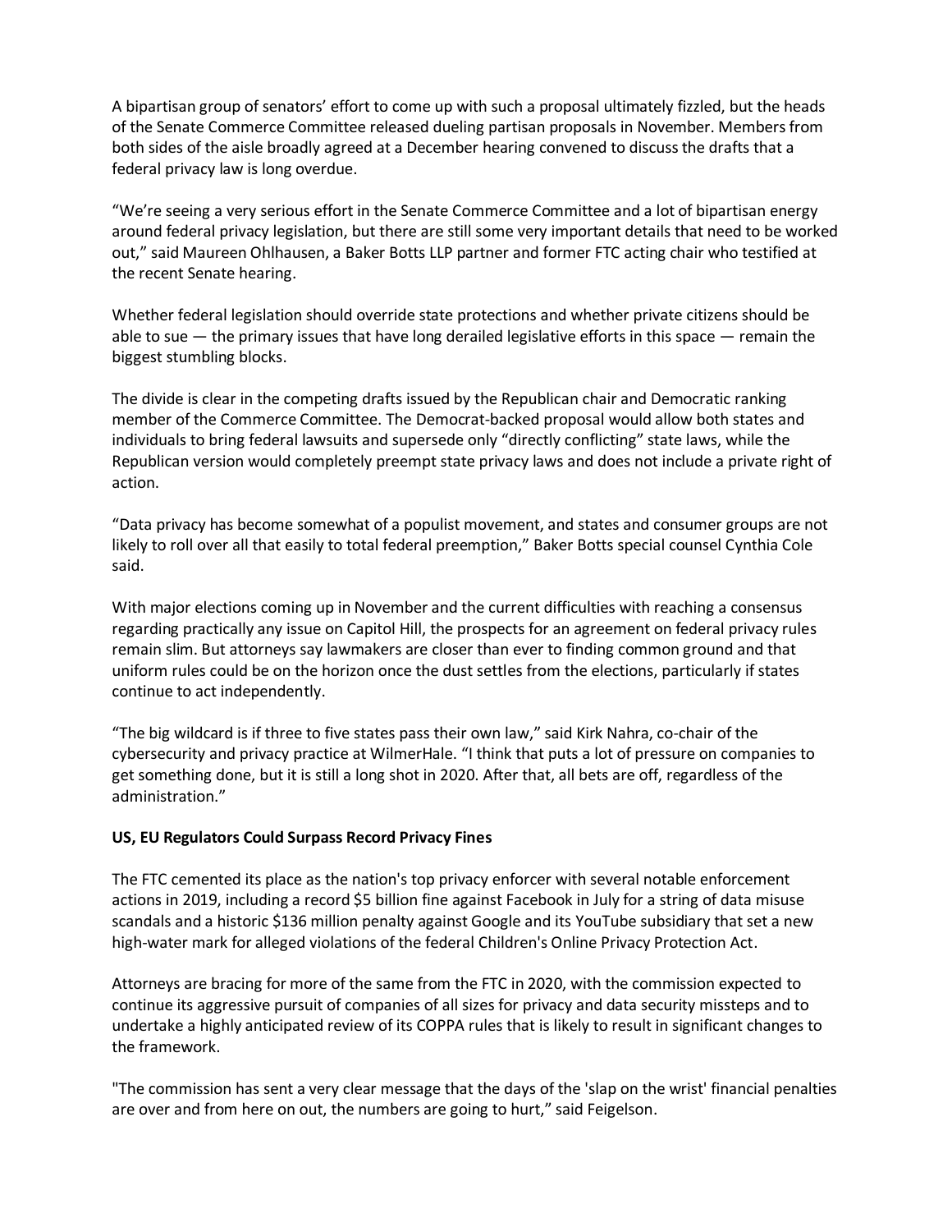A bipartisan group of senators' effort to come up with such a proposal ultimately fizzled, but the heads of the Senate Commerce Committee released dueling partisan proposals in November. Members from both sides of the aisle broadly agreed at a December hearing convened to discuss the drafts that a federal privacy law is long overdue.

"We're seeing a very serious effort in the Senate Commerce Committee and a lot of bipartisan energy around federal privacy legislation, but there are still some very important details that need to be worked out," said Maureen Ohlhausen, a Baker Botts LLP partner and former FTC acting chair who testified at the recent Senate hearing.

Whether federal legislation should override state protections and whether private citizens should be able to sue — the primary issues that have long derailed legislative efforts in this space — remain the biggest stumbling blocks.

The divide is clear in the competing drafts issued by the Republican chair and Democratic ranking member of the Commerce Committee. The Democrat-backed proposal would allow both states and individuals to bring federal lawsuits and supersede only "directly conflicting" state laws, while the Republican version would completely preempt state privacy laws and does not include a private right of action.

"Data privacy has become somewhat of a populist movement, and states and consumer groups are not likely to roll over all that easily to total federal preemption," Baker Botts special counsel Cynthia Cole said.

With major elections coming up in November and the current difficulties with reaching a consensus regarding practically any issue on Capitol Hill, the prospects for an agreement on federal privacy rules remain slim. But attorneys say lawmakers are closer than ever to finding common ground and that uniform rules could be on the horizon once the dust settles from the elections, particularly if states continue to act independently.

"The big wildcard is if three to five states pass their own law," said Kirk Nahra, co-chair of the cybersecurity and privacy practice at WilmerHale. "I think that puts a lot of pressure on companies to get something done, but it is still a long shot in 2020. After that, all bets are off, regardless of the administration."

**US, EU Regulators Could Surpass Record Privacy Fines**

The FTC cemented its place as the nation's top privacy enforcer with several notable enforcement actions in 2019, including a record $5 billion fine against Facebook in July for a string of data misuse scandals and a historic $136 million penalty against Google and its YouTube subsidiary that set a new high-water mark for alleged violations of the federal Children's Online Privacy Protection Act.

Attorneys are bracing for more of the same from the FTC in 2020, with the commission expected to continue its aggressive pursuit of companies of all sizes for privacy and data security missteps and to undertake a highly anticipated review of its COPPA rules that is likely to result in significant changes to the framework.

"The commission has sent a very clear message that the days of the 'slap on the wrist' financial penalties are over and from here on out, the numbers are going to hurt," said Feigelson.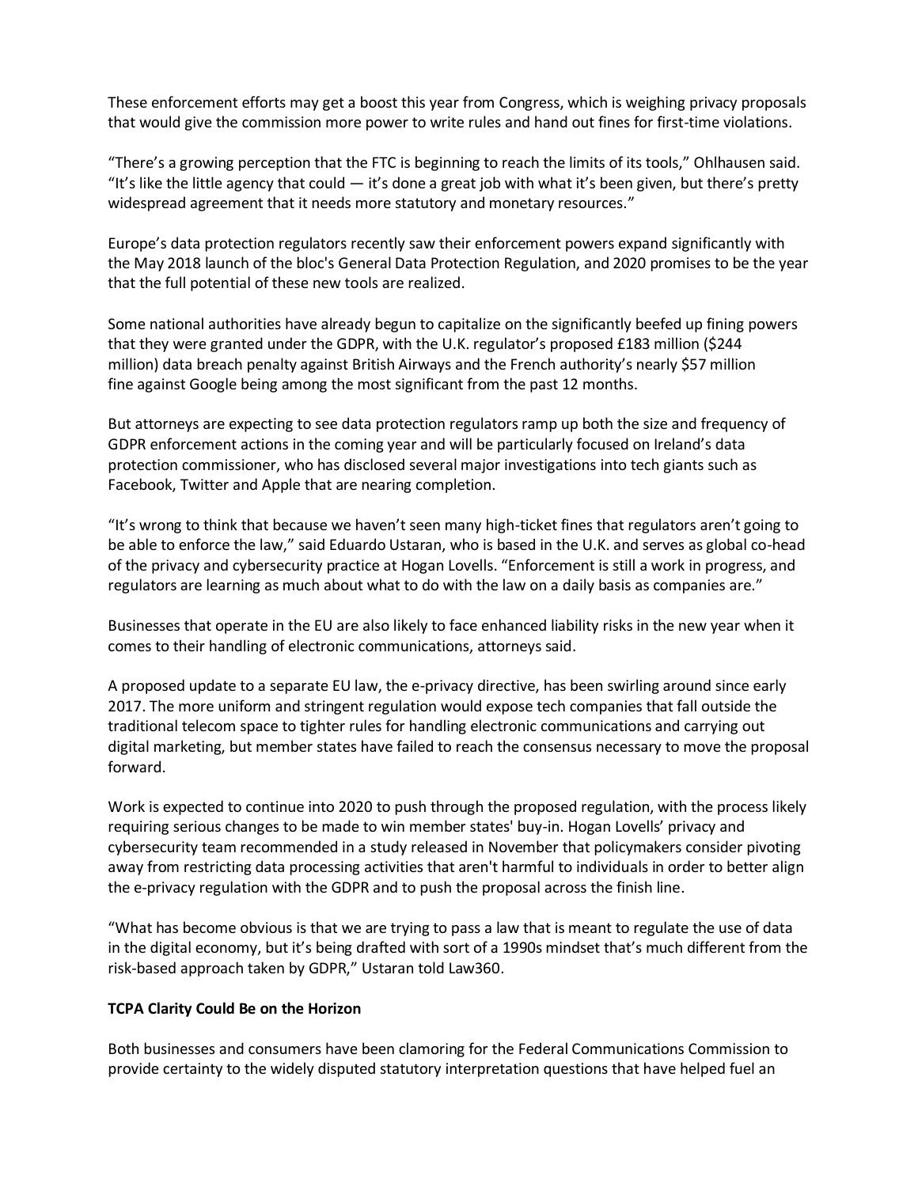These enforcement efforts may get a boost this year from Congress, which is weighing privacy proposals that would give the commission more power to write rules and hand out fines for first-time violations.

“There’s a growing perception that the FTC is beginning to reach the limits of its tools,” Ohlhausen said. “It’s like the little agency that could — it’s done a great job with what it’s been given, but there’s pretty widespread agreement that it needs more statutory and monetary resources.”

Europe’s data protection regulators recently saw their enforcement powers expand significantly with the May 2018 launch of the bloc's General Data Protection Regulation, and 2020 promises to be the year that the full potential of these new tools are realized.

Some national authorities have already begun to capitalize on the significantly beefed up fining powers that they were granted under the GDPR, with the U.K. regulator’s proposed £183 million ($244 million) data breach penalty against British Airways and the French authority’s nearly $57 million fine against Google being among the most significant from the past 12 months.

But attorneys are expecting to see data protection regulators ramp up both the size and frequency of GDPR enforcement actions in the coming year and will be particularly focused on Ireland’s data protection commissioner, who has disclosed several major investigations into tech giants such as Facebook, Twitter and Apple that are nearing completion.

“It’s wrong to think that because we haven’t seen many high-ticket fines that regulators aren’t going to be able to enforce the law,” said Eduardo Ustaran, who is based in the U.K. and serves as global co-head of the privacy and cybersecurity practice at Hogan Lovells. “Enforcement is still a work in progress, and regulators are learning as much about what to do with the law on a daily basis as companies are.”

Businesses that operate in the EU are also likely to face enhanced liability risks in the new year when it comes to their handling of electronic communications, attorneys said.

A proposed update to a separate EU law, the e-privacy directive, has been swirling around since early 2017. The more uniform and stringent regulation would expose tech companies that fall outside the traditional telecom space to tighter rules for handling electronic communications and carrying out digital marketing, but member states have failed to reach the consensus necessary to move the proposal forward.

Work is expected to continue into 2020 to push through the proposed regulation, with the process likely requiring serious changes to be made to win member states' buy-in. Hogan Lovells’ privacy and cybersecurity team recommended in a study released in November that policymakers consider pivoting away from restricting data processing activities that aren't harmful to individuals in order to better align the e-privacy regulation with the GDPR and to push the proposal across the finish line.

“What has become obvious is that we are trying to pass a law that is meant to regulate the use of data in the digital economy, but it’s being drafted with sort of a 1990s mindset that’s much different from the risk-based approach taken by GDPR,” Ustaran told Law360.

**TCPA Clarity Could Be on the Horizon**

Both businesses and consumers have been clamoring for the Federal Communications Commission to provide certainty to the widely disputed statutory interpretation questions that have helped fuel an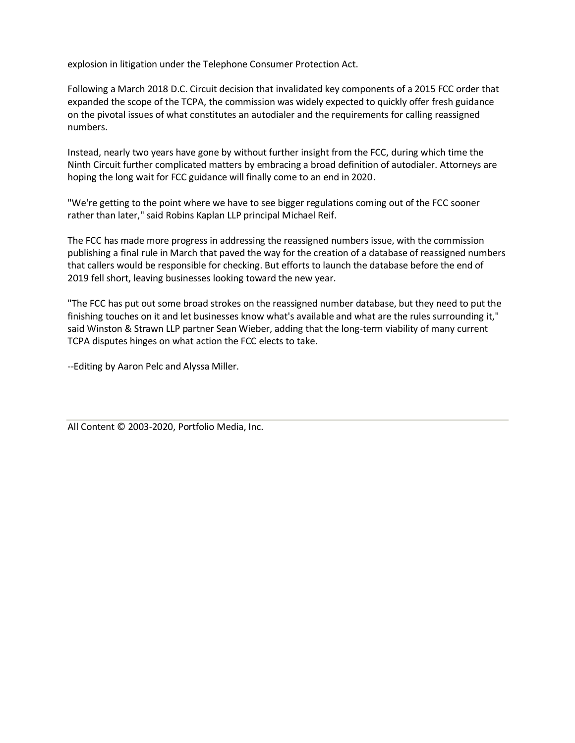explosion in litigation under the Telephone Consumer Protection Act.

Following a March 2018 D.C. Circuit decision that invalidated key components of a 2015 FCC order that expanded the scope of the TCPA, the commission was widely expected to quickly offer fresh guidance on the pivotal issues of what constitutes an autodialer and the requirements for calling reassigned numbers.

Instead, nearly two years have gone by without further insight from the FCC, during which time the Ninth Circuit further complicated matters by embracing a broad definition of autodialer. Attorneys are hoping the long wait for FCC guidance will finally come to an end in 2020.

"We're getting to the point where we have to see bigger regulations coming out of the FCC sooner rather than later," said Robins Kaplan LLP principal Michael Reif.

The FCC has made more progress in addressing the reassigned numbers issue, with the commission publishing a final rule in March that paved the way for the creation of a database of reassigned numbers that callers would be responsible for checking. But efforts to launch the database before the end of 2019 fell short, leaving businesses looking toward the new year.

"The FCC has put out some broad strokes on the reassigned number database, but they need to put the finishing touches on it and let businesses know what's available and what are the rules surrounding it," said Winston & Strawn LLP partner Sean Wieber, adding that the long-term viability of many current TCPA disputes hinges on what action the FCC elects to take.

--Editing by Aaron Pelc and Alyssa Miller.

All Content © 2003-2020, Portfolio Media, Inc.